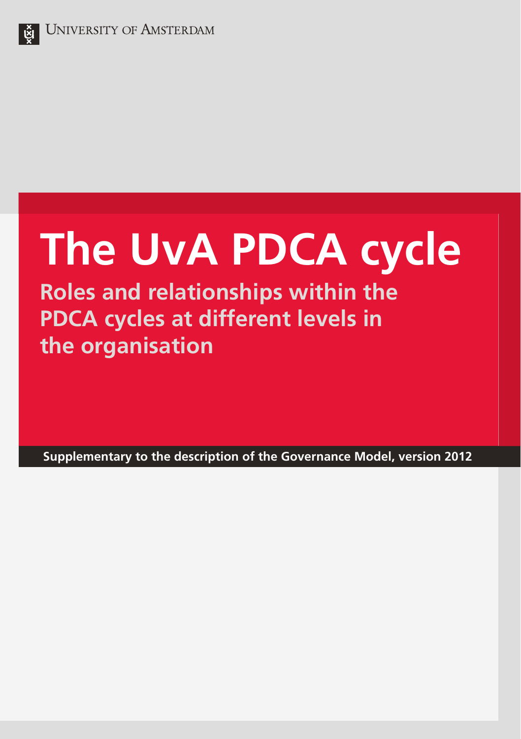University of Amsterdam

# The UvA PDCA cycle

## Roles and relationships within the PDCA cycles at different levels in the organisation

**Supplementary to the description of the Governance Model, version 2012**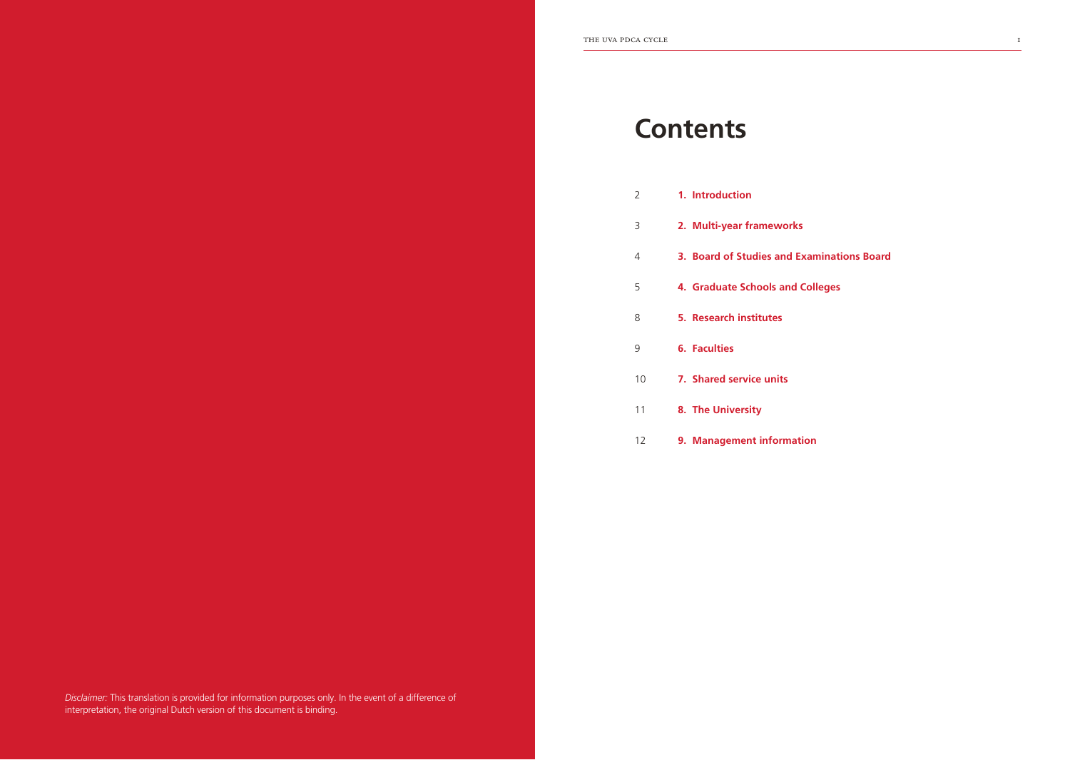*Disclaimer:* This translation is provided for information purposes only. In the event of a difference of interpretation, the original Dutch version of this document is binding.

# Contents

| Page | Section |
| --- | --- |
| 2 | **1. Introduction** |
| 3 | **2. Multi-year frameworks** |
| 4 | **3. Board of Studies and Examinations Board** |
| 5 | **4. Graduate Schools and Colleges** |
| 8 | **5. Research institutes** |
| 9 | **6. Faculties** |
| 10 | **7. Shared service units** |
| 11 | **8. The University** |
| 12 | **9. Management information** |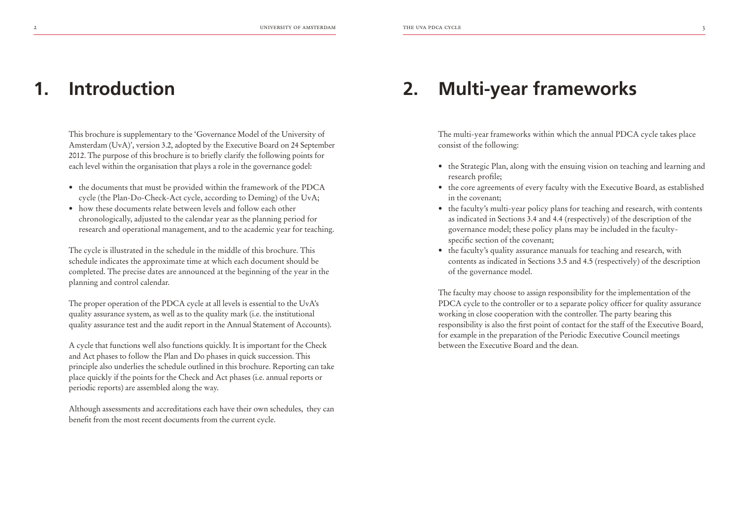# 1. Introduction

This brochure is supplementary to the 'Governance Model of the University of Amsterdam (UvA)', version 3.2, adopted by the Executive Board on 24 September 2012. The purpose of this brochure is to briefly clarify the following points for each level within the organisation that plays a role in the governance godel:

- the documents that must be provided within the framework of the PDCA cycle (the Plan-Do-Check-Act cycle, according to Deming) of the UvA;
- how these documents relate between levels and follow each other chronologically, adjusted to the calendar year as the planning period for research and operational management, and to the academic year for teaching.

The cycle is illustrated in the schedule in the middle of this brochure. This schedule indicates the approximate time at which each document should be completed. The precise dates are announced at the beginning of the year in the planning and control calendar.

The proper operation of the PDCA cycle at all levels is essential to the UvA's quality assurance system, as well as to the quality mark (i.e. the institutional quality assurance test and the audit report in the Annual Statement of Accounts).

A cycle that functions well also functions quickly. It is important for the Check and Act phases to follow the Plan and Do phases in quick succession. This principle also underlies the schedule outlined in this brochure. Reporting can take place quickly if the points for the Check and Act phases (i.e. annual reports or periodic reports) are assembled along the way.

Although assessments and accreditations each have their own schedules, they can benefit from the most recent documents from the current cycle.

# 2. Multi-year frameworks

The multi-year frameworks within which the annual PDCA cycle takes place consist of the following:

- the Strategic Plan, along with the ensuing vision on teaching and learning and research profile;
- the core agreements of every faculty with the Executive Board, as established in the covenant;
- the faculty's multi-year policy plans for teaching and research, with contents as indicated in Sections 3.4 and 4.4 (respectively) of the description of the governance model; these policy plans may be included in the faculty-specific section of the covenant;
- the faculty's quality assurance manuals for teaching and research, with contents as indicated in Sections 3.5 and 4.5 (respectively) of the description of the governance model.

The faculty may choose to assign responsibility for the implementation of the PDCA cycle to the controller or to a separate policy officer for quality assurance working in close cooperation with the controller. The party bearing this responsibility is also the first point of contact for the staff of the Executive Board, for example in the preparation of the Periodic Executive Council meetings between the Executive Board and the dean.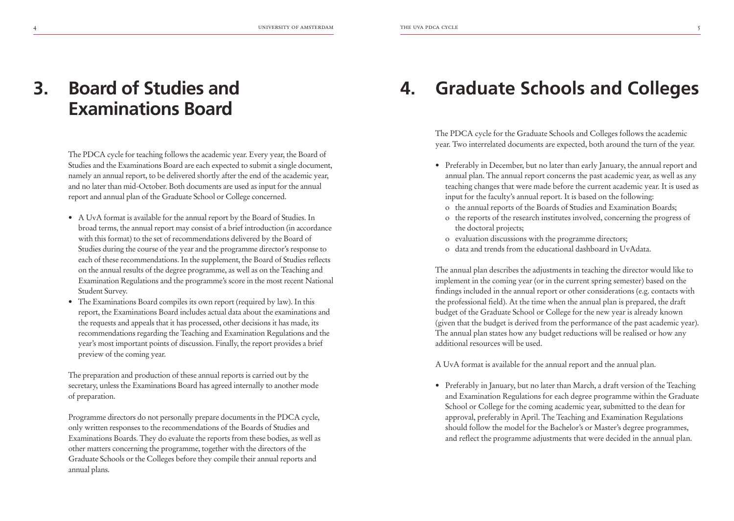# 3. Board of Studies and Examinations Board

The PDCA cycle for teaching follows the academic year. Every year, the Board of Studies and the Examinations Board are each expected to submit a single document, namely an annual report, to be delivered shortly after the end of the academic year, and no later than mid-October. Both documents are used as input for the annual report and annual plan of the Graduate School or College concerned.

- A UvA format is available for the annual report by the Board of Studies. In broad terms, the annual report may consist of a brief introduction (in accordance with this format) to the set of recommendations delivered by the Board of Studies during the course of the year and the programme director's response to each of these recommendations. In the supplement, the Board of Studies reflects on the annual results of the degree programme, as well as on the Teaching and Examination Regulations and the programme's score in the most recent National Student Survey.
- The Examinations Board compiles its own report (required by law). In this report, the Examinations Board includes actual data about the examinations and the requests and appeals that it has processed, other decisions it has made, its recommendations regarding the Teaching and Examination Regulations and the year's most important points of discussion. Finally, the report provides a brief preview of the coming year.

The preparation and production of these annual reports is carried out by the secretary, unless the Examinations Board has agreed internally to another mode of preparation.

Programme directors do not personally prepare documents in the PDCA cycle, only written responses to the recommendations of the Boards of Studies and Examinations Boards. They do evaluate the reports from these bodies, as well as other matters concerning the programme, together with the directors of the Graduate Schools or the Colleges before they compile their annual reports and annual plans.

# 4. Graduate Schools and Colleges

The PDCA cycle for the Graduate Schools and Colleges follows the academic year. Two interrelated documents are expected, both around the turn of the year.

- Preferably in December, but no later than early January, the annual report and annual plan. The annual report concerns the past academic year, as well as any teaching changes that were made before the current academic year. It is used as input for the faculty's annual report. It is based on the following:
  - the annual reports of the Boards of Studies and Examination Boards;
  - the reports of the research institutes involved, concerning the progress of the doctoral projects;
  - evaluation discussions with the programme directors;
  - data and trends from the educational dashboard in UvAdata.

The annual plan describes the adjustments in teaching the director would like to implement in the coming year (or in the current spring semester) based on the findings included in the annual report or other considerations (e.g. contacts with the professional field). At the time when the annual plan is prepared, the draft budget of the Graduate School or College for the new year is already known (given that the budget is derived from the performance of the past academic year). The annual plan states how any budget reductions will be realised or how any additional resources will be used.

A UvA format is available for the annual report and the annual plan.

- Preferably in January, but no later than March, a draft version of the Teaching and Examination Regulations for each degree programme within the Graduate School or College for the coming academic year, submitted to the dean for approval, preferably in April. The Teaching and Examination Regulations should follow the model for the Bachelor's or Master's degree programmes, and reflect the programme adjustments that were decided in the annual plan.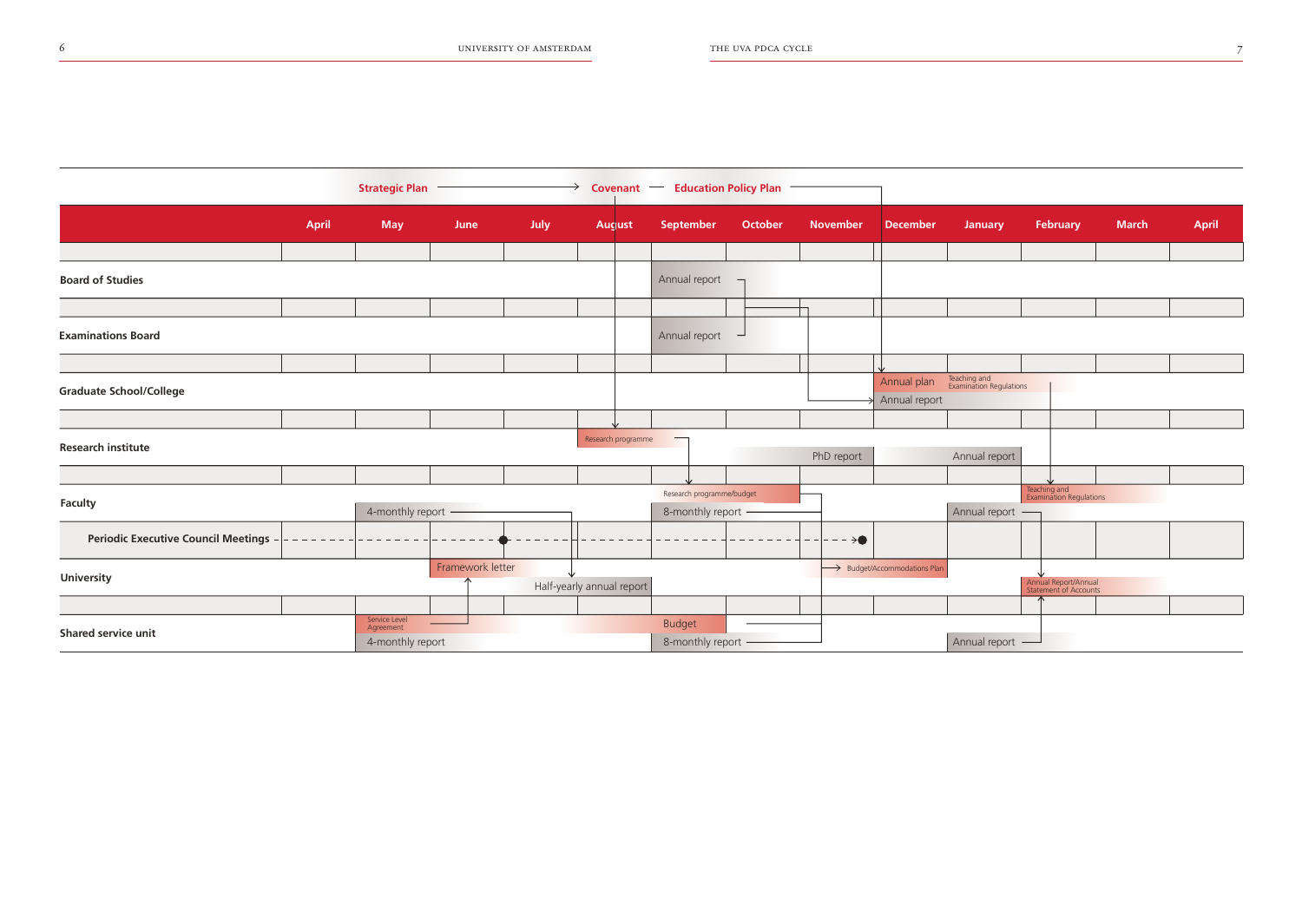**Strategic Plan** → **Covenant** — **Education Policy Plan**

| | April | May | June | July | August | September | October | November | December | January | February | March | April |
|---|---|---|---|---|---|---|---|---|---|---|---|---|---|
| **Board of Studies** | | | | | | Annual report | | | | | | | |
| **Examinations Board** | | | | | | Annual report | | | | | | | |
| **Graduate School/College** | | | | | | | | | Annual plan; Annual report | Teaching and Examination Regulations | | | |
| **Research institute** | | | | | Research programme | | | PHD report | | Annual report | | | |
| **Faculty** | | 4-monthly report | | | | Research programme/budget; 8-monthly report | | | | Annual report | Teaching and Examination Regulations | | |
| **Periodic Executive Council Meetings** | | | ● | | | | | ● | | | | | |
| **University** | | | Framework letter | Half-yearly annual report | | | | Budget/Accommodations Plan | | | Annual Report/Annual Statement of Accounts | | |
| **Shared service unit** | | Service Level Agreement; 4-monthly report | | | | Budget; 8-monthly report | | | | Annual report | | | |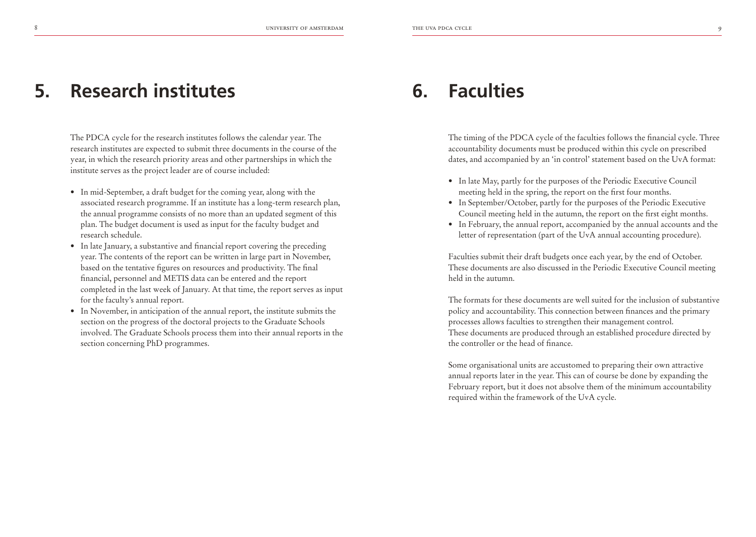# 5. Research institutes

The PDCA cycle for the research institutes follows the calendar year. The research institutes are expected to submit three documents in the course of the year, in which the research priority areas and other partnerships in which the institute serves as the project leader are of course included:

- In mid-September, a draft budget for the coming year, along with the associated research programme. If an institute has a long-term research plan, the annual programme consists of no more than an updated segment of this plan. The budget document is used as input for the faculty budget and research schedule.
- In late January, a substantive and financial report covering the preceding year. The contents of the report can be written in large part in November, based on the tentative figures on resources and productivity. The final financial, personnel and METIS data can be entered and the report completed in the last week of January. At that time, the report serves as input for the faculty's annual report.
- In November, in anticipation of the annual report, the institute submits the section on the progress of the doctoral projects to the Graduate Schools involved. The Graduate Schools process them into their annual reports in the section concerning PhD programmes.

# 6. Faculties

The timing of the PDCA cycle of the faculties follows the financial cycle. Three accountability documents must be produced within this cycle on prescribed dates, and accompanied by an 'in control' statement based on the UvA format:

- In late May, partly for the purposes of the Periodic Executive Council meeting held in the spring, the report on the first four months.
- In September/October, partly for the purposes of the Periodic Executive Council meeting held in the autumn, the report on the first eight months.
- In February, the annual report, accompanied by the annual accounts and the letter of representation (part of the UvA annual accounting procedure).

Faculties submit their draft budgets once each year, by the end of October. These documents are also discussed in the Periodic Executive Council meeting held in the autumn.

The formats for these documents are well suited for the inclusion of substantive policy and accountability. This connection between finances and the primary processes allows faculties to strengthen their management control.
These documents are produced through an established procedure directed by the controller or the head of finance.

Some organisational units are accustomed to preparing their own attractive annual reports later in the year. This can of course be done by expanding the February report, but it does not absolve them of the minimum accountability required within the framework of the UvA cycle.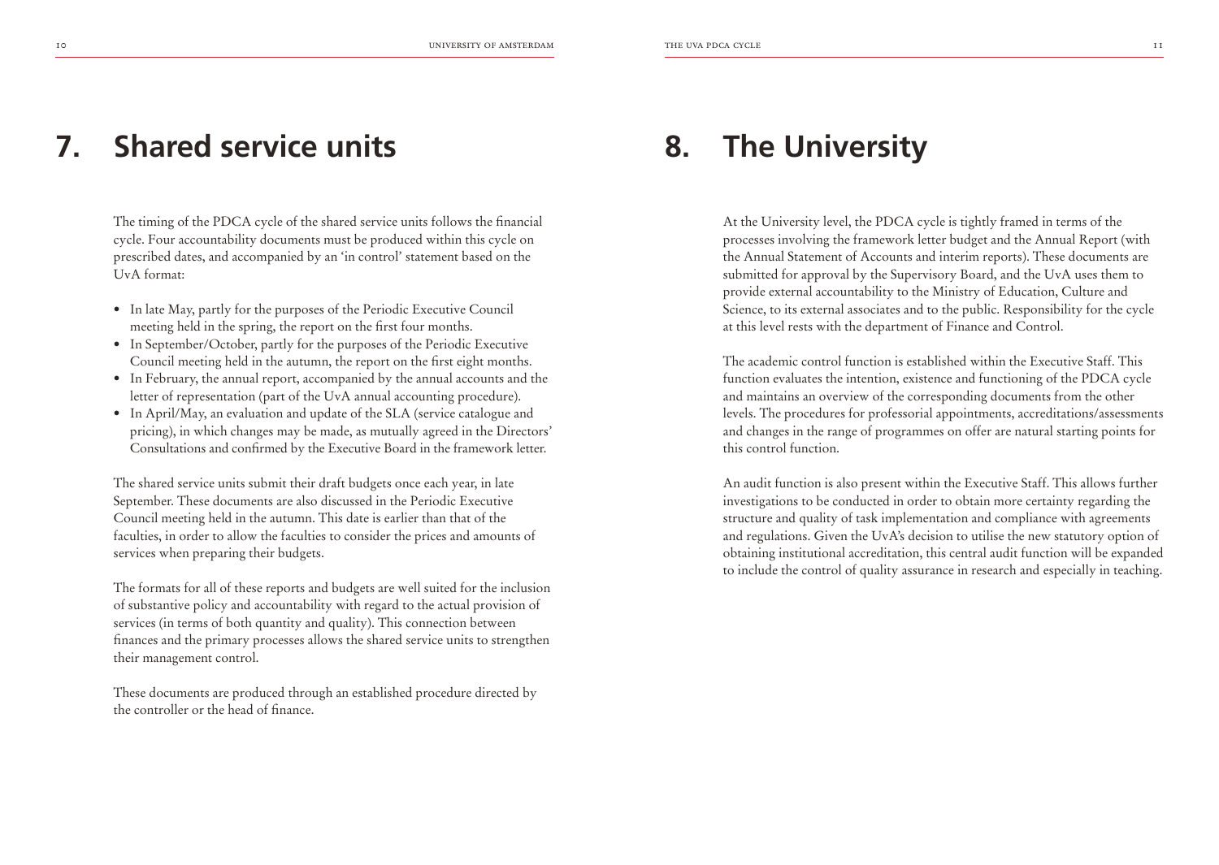# 7. Shared service units

The timing of the PDCA cycle of the shared service units follows the financial cycle. Four accountability documents must be produced within this cycle on prescribed dates, and accompanied by an 'in control' statement based on the UvA format:

- In late May, partly for the purposes of the Periodic Executive Council meeting held in the spring, the report on the first four months.
- In September/October, partly for the purposes of the Periodic Executive Council meeting held in the autumn, the report on the first eight months.
- In February, the annual report, accompanied by the annual accounts and the letter of representation (part of the UvA annual accounting procedure).
- In April/May, an evaluation and update of the SLA (service catalogue and pricing), in which changes may be made, as mutually agreed in the Directors' Consultations and confirmed by the Executive Board in the framework letter.

The shared service units submit their draft budgets once each year, in late September. These documents are also discussed in the Periodic Executive Council meeting held in the autumn. This date is earlier than that of the faculties, in order to allow the faculties to consider the prices and amounts of services when preparing their budgets.

The formats for all of these reports and budgets are well suited for the inclusion of substantive policy and accountability with regard to the actual provision of services (in terms of both quantity and quality). This connection between finances and the primary processes allows the shared service units to strengthen their management control.

These documents are produced through an established procedure directed by the controller or the head of finance.

# 8. The University

At the University level, the PDCA cycle is tightly framed in terms of the processes involving the framework letter budget and the Annual Report (with the Annual Statement of Accounts and interim reports). These documents are submitted for approval by the Supervisory Board, and the UvA uses them to provide external accountability to the Ministry of Education, Culture and Science, to its external associates and to the public. Responsibility for the cycle at this level rests with the department of Finance and Control.

The academic control function is established within the Executive Staff. This function evaluates the intention, existence and functioning of the PDCA cycle and maintains an overview of the corresponding documents from the other levels. The procedures for professorial appointments, accreditations/assessments and changes in the range of programmes on offer are natural starting points for this control function.

An audit function is also present within the Executive Staff. This allows further investigations to be conducted in order to obtain more certainty regarding the structure and quality of task implementation and compliance with agreements and regulations. Given the UvA's decision to utilise the new statutory option of obtaining institutional accreditation, this central audit function will be expanded to include the control of quality assurance in research and especially in teaching.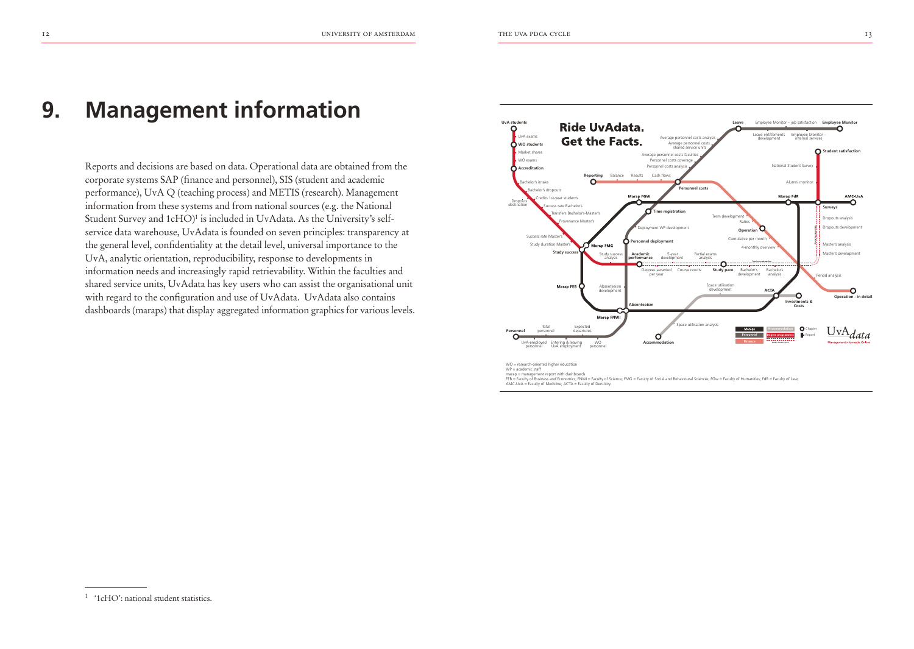# 9. Management information

Reports and decisions are based on data. Operational data are obtained from the corporate systems SAP (finance and personnel), SIS (student and academic performance), UvA Q (teaching process) and METIS (research). Management information from these systems and from national sources (e.g. the National Student Survey and 1cHO)[1] is included in UvAdata. As the University's self-service data warehouse, UvAdata is founded on seven principles: transparency at the general level, confidentiality at the detail level, universal importance to the UvA, analytic orientation, reproducibility, response to developments in information needs and increasingly rapid retrievability. Within the faculties and shared service units, UvAdata has key users who can assist the organisational unit with regard to the configuration and use of UvAdata. UvAdata also contains dashboards (maraps) that display aggregated information graphics for various levels.

WO = research-oriented higher education
WP = academic staff
marap = management report with dashboards
FEB = Faculty of Business and Economics; FNWI = Faculty of Science; FMG = Faculty of Social and Behavioural Sciences; FGw = Faculty of Humanities; FdR = Faculty of Law; AMC-UvA = Faculty of Medicine; ACTA = Faculty of Dentistry

[1] '1cHO': national student statistics.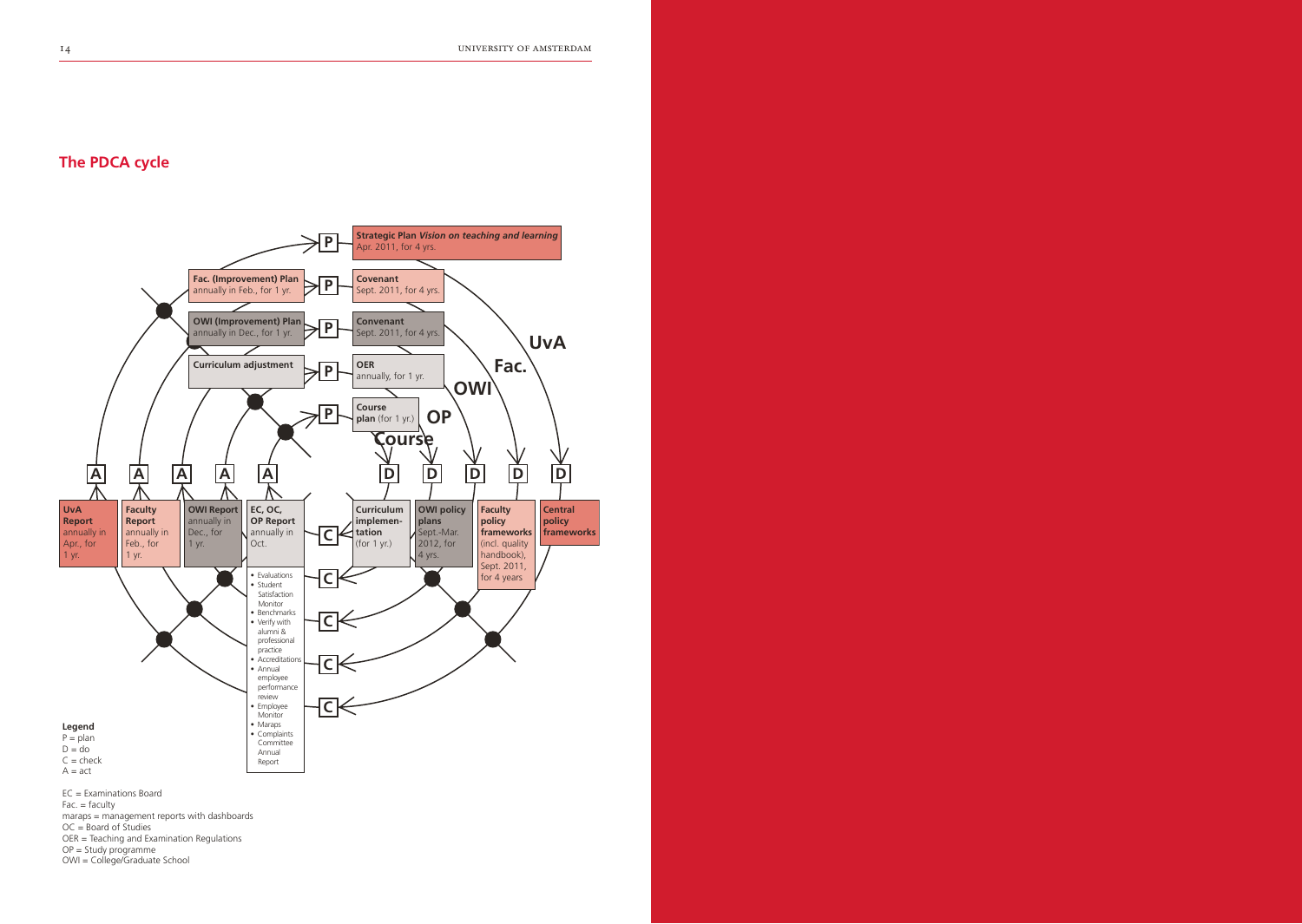## The PDCA cycle

**P** — **Strategic Plan** ***Vision on teaching and learning*** Apr. 2011, for 4 yrs.

**P** — **Fac. (Improvement) Plan** annually in Feb., for 1 yr. — **Covenant** Sept. 2011, for 4 yrs.

**P** — **OWI (Improvement) Plan** annually in Dec., for 1 yr. — **Convenant** Sept. 2011, for 4 yrs.

**P** — **Curriculum adjustment** — **OER** annually, for 1 yr.

**P** — **Course plan** (for 1 yr.)

**UvA** · **Fac.** · **OWI** · **OP** · **Course**

**A** — **UvA Report** annually in Apr., for 1 yr.

**A** — **Faculty Report** annually in Feb., for 1 yr.

**A** — **OWI Report** annually in Dec., for 1 yr.

**A** — **EC, OC, OP Report** annually in Oct.

**D** — **Curriculum implementation** (for 1 yr.)

**D** — **OWI policy plans** Sept.-Mar. 2012, for 4 yrs.

**D** — **Faculty policy frameworks** (incl. quality handbook), Sept. 2011, for 4 years

**D** — **Central policy frameworks**

**C** — 
- Evaluations
- Student Satisfaction Monitor
- Benchmarks
- Verify with alumni & professional practice
- Accreditations
- Annual employee performance review
- Employee Monitor
- Maraps
- Complaints Committee Annual Report

**Legend**
P = plan
D = do
C = check
A = act

EC = Examinations Board
Fac. = faculty
maraps = management reports with dashboards
OC = Board of Studies
OER = Teaching and Examination Regulations
OP = Study programme
OWI = College/Graduate School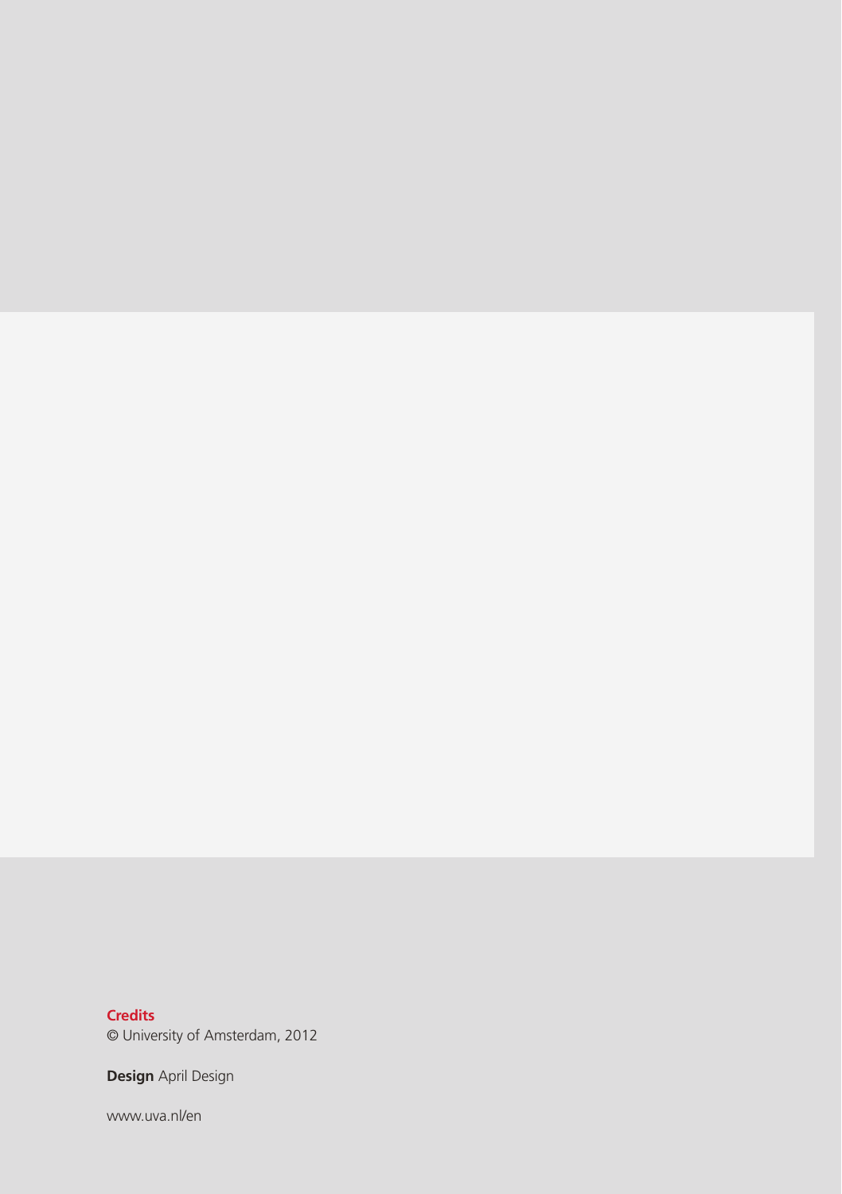**Credits**

© University of Amsterdam, 2012

**Design** April Design

www.uva.nl/en